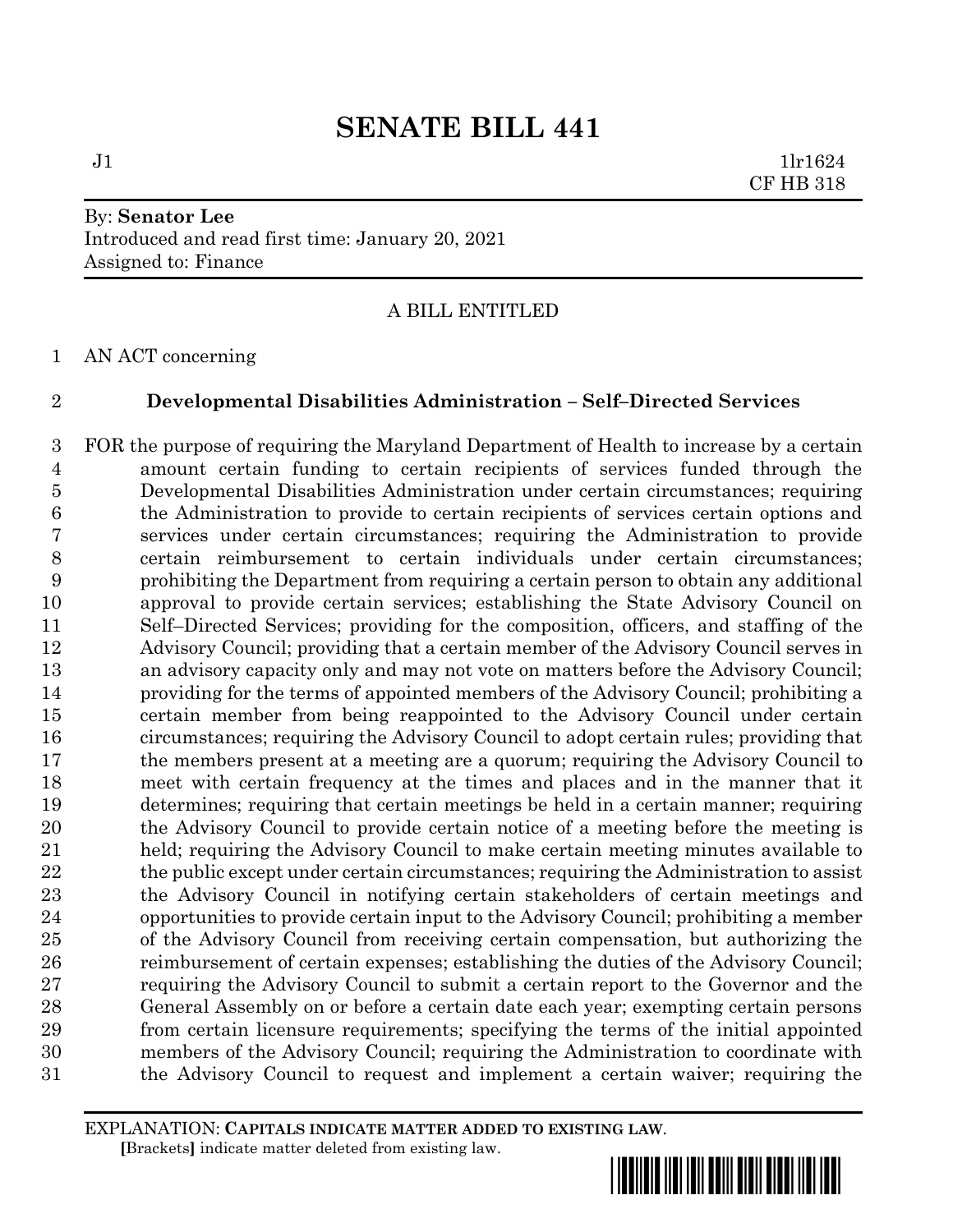# SENATE BILL 441

J1 1lr1624
CF HB 318

By: **Senator Lee**
Introduced and read first time: January 20, 2021
Assigned to: Finance

A BILL ENTITLED

AN ACT concerning

**Developmental Disabilities Administration – Self–Directed Services**

FOR the purpose of requiring the Maryland Department of Health to increase by a certain amount certain funding to certain recipients of services funded through the Developmental Disabilities Administration under certain circumstances; requiring the Administration to provide to certain recipients of services certain options and services under certain circumstances; requiring the Administration to provide certain reimbursement to certain individuals under certain circumstances; prohibiting the Department from requiring a certain person to obtain any additional approval to provide certain services; establishing the State Advisory Council on Self–Directed Services; providing for the composition, officers, and staffing of the Advisory Council; providing that a certain member of the Advisory Council serves in an advisory capacity only and may not vote on matters before the Advisory Council; providing for the terms of appointed members of the Advisory Council; prohibiting a certain member from being reappointed to the Advisory Council under certain circumstances; requiring the Advisory Council to adopt certain rules; providing that the members present at a meeting are a quorum; requiring the Advisory Council to meet with certain frequency at the times and places and in the manner that it determines; requiring that certain meetings be held in a certain manner; requiring the Advisory Council to provide certain notice of a meeting before the meeting is held; requiring the Advisory Council to make certain meeting minutes available to the public except under certain circumstances; requiring the Administration to assist the Advisory Council in notifying certain stakeholders of certain meetings and opportunities to provide certain input to the Advisory Council; prohibiting a member of the Advisory Council from receiving certain compensation, but authorizing the reimbursement of certain expenses; establishing the duties of the Advisory Council; requiring the Advisory Council to submit a certain report to the Governor and the General Assembly on or before a certain date each year; exempting certain persons from certain licensure requirements; specifying the terms of the initial appointed members of the Advisory Council; requiring the Administration to coordinate with the Advisory Council to request and implement a certain waiver; requiring the

EXPLANATION: **CAPITALS INDICATE MATTER ADDED TO EXISTING LAW.**
**[**Brackets**]** indicate matter deleted from existing law.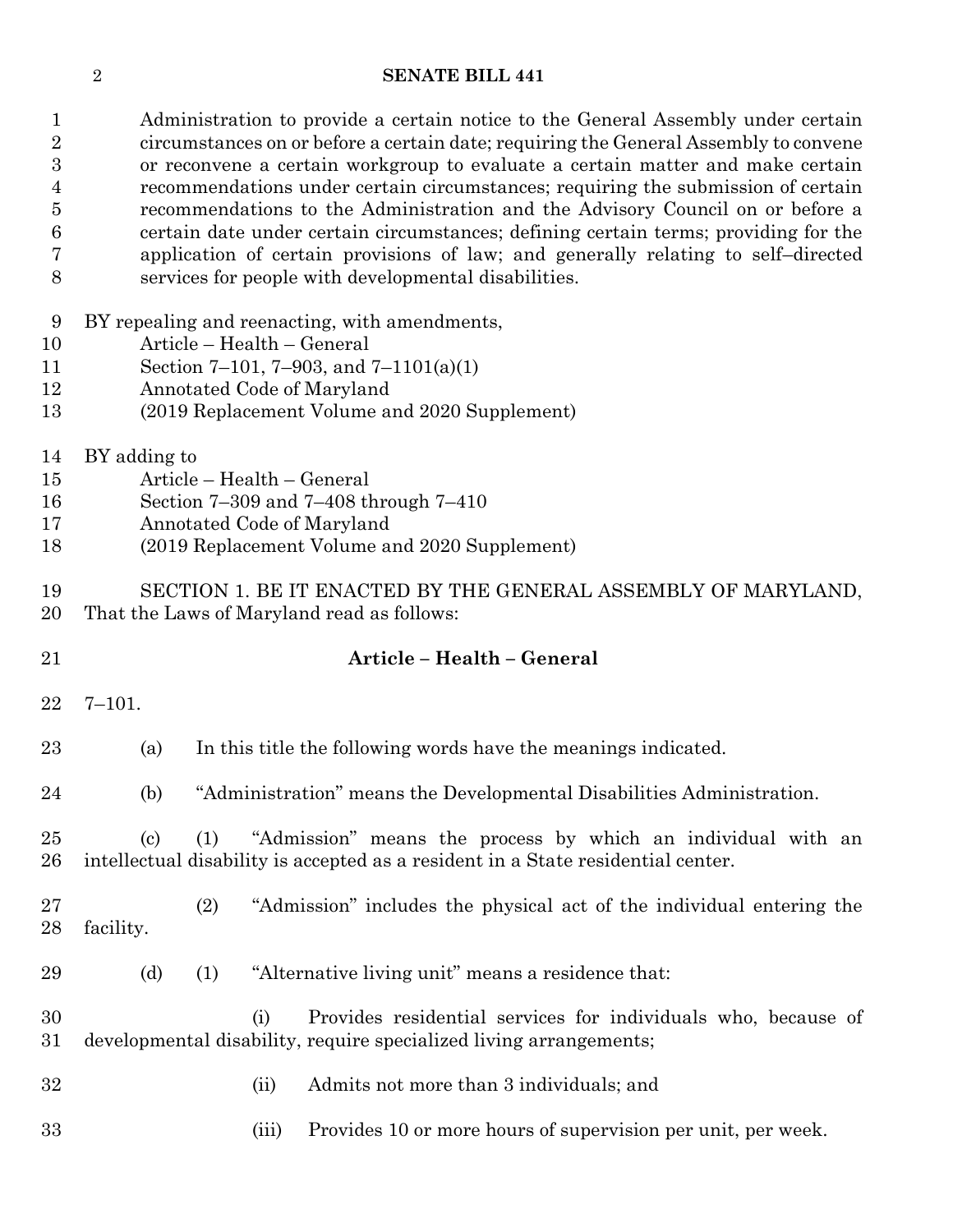Administration to provide a certain notice to the General Assembly under certain circumstances on or before a certain date; requiring the General Assembly to convene or reconvene a certain workgroup to evaluate a certain matter and make certain recommendations under certain circumstances; requiring the submission of certain recommendations to the Administration and the Advisory Council on or before a certain date under certain circumstances; defining certain terms; providing for the application of certain provisions of law; and generally relating to self–directed services for people with developmental disabilities.

BY repealing and reenacting, with amendments,
Article – Health – General
Section 7–101, 7–903, and 7–1101(a)(1)
Annotated Code of Maryland
(2019 Replacement Volume and 2020 Supplement)

BY adding to
Article – Health – General
Section 7–309 and 7–408 through 7–410
Annotated Code of Maryland
(2019 Replacement Volume and 2020 Supplement)

SECTION 1. BE IT ENACTED BY THE GENERAL ASSEMBLY OF MARYLAND, That the Laws of Maryland read as follows:

**Article – Health – General**

7–101.

(a) In this title the following words have the meanings indicated.

(b) "Administration" means the Developmental Disabilities Administration.

(c) (1) "Admission" means the process by which an individual with an intellectual disability is accepted as a resident in a State residential center.

(2) "Admission" includes the physical act of the individual entering the facility.

(d) (1) "Alternative living unit" means a residence that:

(i) Provides residential services for individuals who, because of developmental disability, require specialized living arrangements;

(ii) Admits not more than 3 individuals; and

(iii) Provides 10 or more hours of supervision per unit, per week.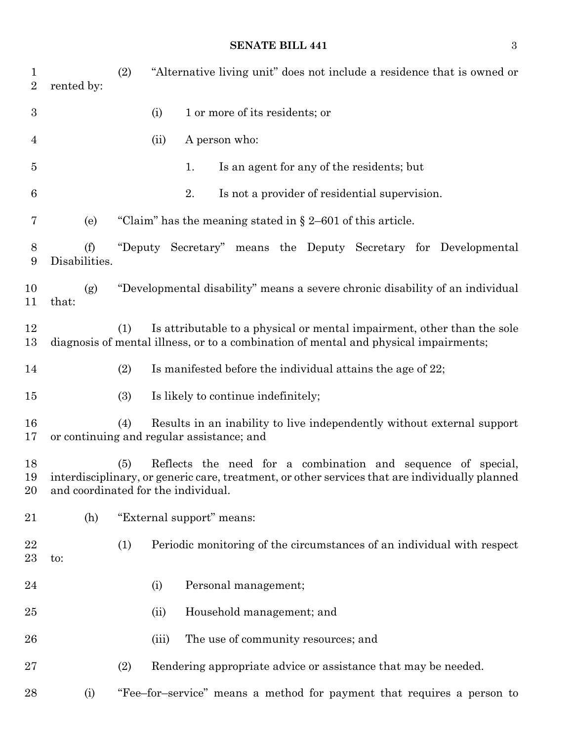(2) "Alternative living unit" does not include a residence that is owned or rented by:

(i) 1 or more of its residents; or

(ii) A person who:

1. Is an agent for any of the residents; but

2. Is not a provider of residential supervision.

(e) "Claim" has the meaning stated in § 2–601 of this article.

(f) "Deputy Secretary" means the Deputy Secretary for Developmental Disabilities.

(g) "Developmental disability" means a severe chronic disability of an individual that:

(1) Is attributable to a physical or mental impairment, other than the sole diagnosis of mental illness, or to a combination of mental and physical impairments;

(2) Is manifested before the individual attains the age of 22;

(3) Is likely to continue indefinitely;

(4) Results in an inability to live independently without external support or continuing and regular assistance; and

(5) Reflects the need for a combination and sequence of special, interdisciplinary, or generic care, treatment, or other services that are individually planned and coordinated for the individual.

(h) "External support" means:

(1) Periodic monitoring of the circumstances of an individual with respect to:

(i) Personal management;

(ii) Household management; and

(iii) The use of community resources; and

(2) Rendering appropriate advice or assistance that may be needed.

(i) "Fee–for–service" means a method for payment that requires a person to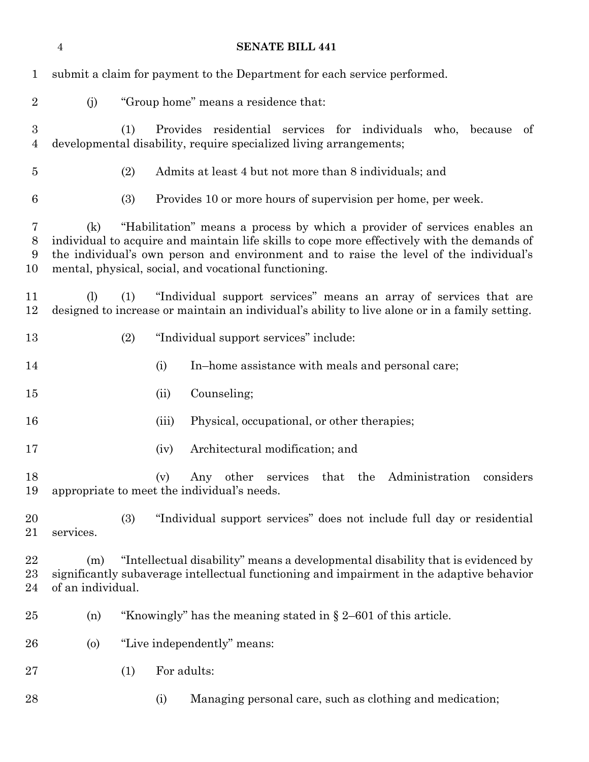submit a claim for payment to the Department for each service performed.

(j) "Group home" means a residence that:

(1) Provides residential services for individuals who, because of developmental disability, require specialized living arrangements;

(2) Admits at least 4 but not more than 8 individuals; and

(3) Provides 10 or more hours of supervision per home, per week.

(k) "Habilitation" means a process by which a provider of services enables an individual to acquire and maintain life skills to cope more effectively with the demands of the individual's own person and environment and to raise the level of the individual's mental, physical, social, and vocational functioning.

(l) (1) "Individual support services" means an array of services that are designed to increase or maintain an individual's ability to live alone or in a family setting.

(2) "Individual support services" include:

(i) In–home assistance with meals and personal care;

(ii) Counseling;

(iii) Physical, occupational, or other therapies;

(iv) Architectural modification; and

(v) Any other services that the Administration considers appropriate to meet the individual's needs.

(3) "Individual support services" does not include full day or residential services.

(m) "Intellectual disability" means a developmental disability that is evidenced by significantly subaverage intellectual functioning and impairment in the adaptive behavior of an individual.

(n) "Knowingly" has the meaning stated in § 2–601 of this article.

(o) "Live independently" means:

(1) For adults:

(i) Managing personal care, such as clothing and medication;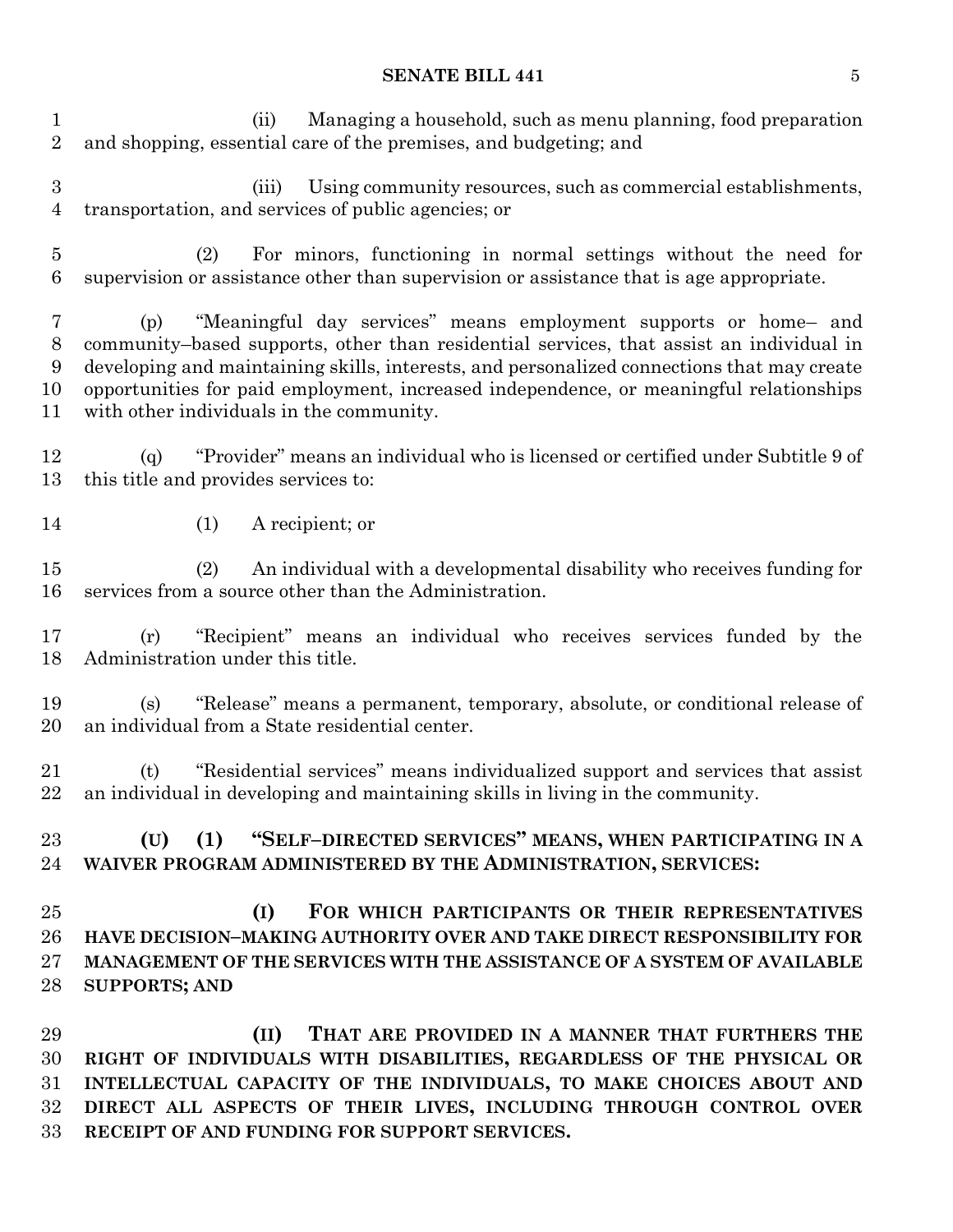(ii) Managing a household, such as menu planning, food preparation and shopping, essential care of the premises, and budgeting; and

(iii) Using community resources, such as commercial establishments, transportation, and services of public agencies; or

(2) For minors, functioning in normal settings without the need for supervision or assistance other than supervision or assistance that is age appropriate.

(p) "Meaningful day services" means employment supports or home– and community–based supports, other than residential services, that assist an individual in developing and maintaining skills, interests, and personalized connections that may create opportunities for paid employment, increased independence, or meaningful relationships with other individuals in the community.

(q) "Provider" means an individual who is licensed or certified under Subtitle 9 of this title and provides services to:

(1) A recipient; or

(2) An individual with a developmental disability who receives funding for services from a source other than the Administration.

(r) "Recipient" means an individual who receives services funded by the Administration under this title.

(s) "Release" means a permanent, temporary, absolute, or conditional release of an individual from a State residential center.

(t) "Residential services" means individualized support and services that assist an individual in developing and maintaining skills in living in the community.

**(U) (1) "SELF–DIRECTED SERVICES" MEANS, WHEN PARTICIPATING IN A WAIVER PROGRAM ADMINISTERED BY THE ADMINISTRATION, SERVICES:**

**(I) FOR WHICH PARTICIPANTS OR THEIR REPRESENTATIVES HAVE DECISION–MAKING AUTHORITY OVER AND TAKE DIRECT RESPONSIBILITY FOR MANAGEMENT OF THE SERVICES WITH THE ASSISTANCE OF A SYSTEM OF AVAILABLE SUPPORTS; AND**

**(II) THAT ARE PROVIDED IN A MANNER THAT FURTHERS THE RIGHT OF INDIVIDUALS WITH DISABILITIES, REGARDLESS OF THE PHYSICAL OR INTELLECTUAL CAPACITY OF THE INDIVIDUALS, TO MAKE CHOICES ABOUT AND DIRECT ALL ASPECTS OF THEIR LIVES, INCLUDING THROUGH CONTROL OVER RECEIPT OF AND FUNDING FOR SUPPORT SERVICES.**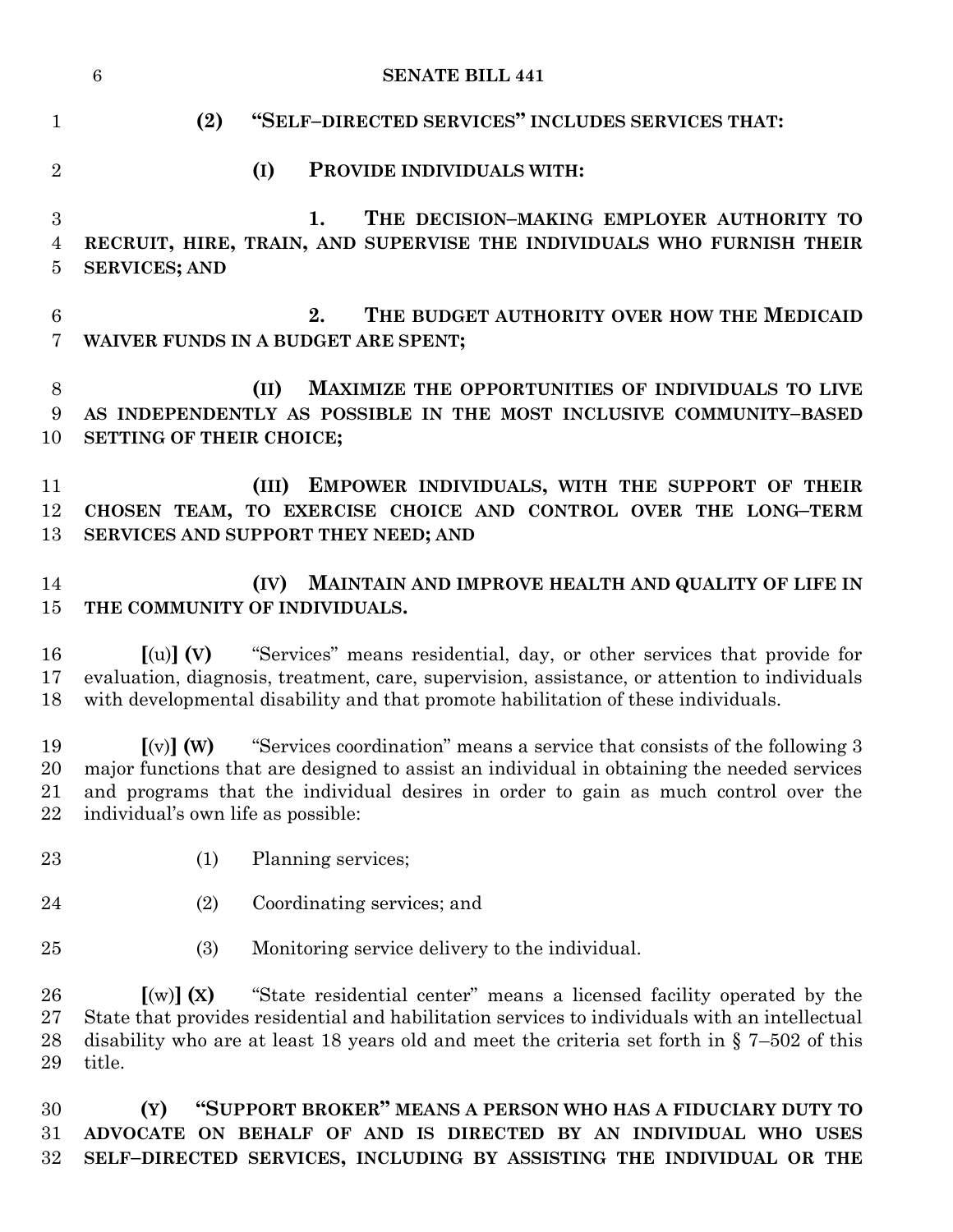**(2) "SELF–DIRECTED SERVICES" INCLUDES SERVICES THAT:**

**(I) PROVIDE INDIVIDUALS WITH:**

**1. THE DECISION–MAKING EMPLOYER AUTHORITY TO RECRUIT, HIRE, TRAIN, AND SUPERVISE THE INDIVIDUALS WHO FURNISH THEIR SERVICES; AND**

**2. THE BUDGET AUTHORITY OVER HOW THE MEDICAID WAIVER FUNDS IN A BUDGET ARE SPENT;**

**(II) MAXIMIZE THE OPPORTUNITIES OF INDIVIDUALS TO LIVE AS INDEPENDENTLY AS POSSIBLE IN THE MOST INCLUSIVE COMMUNITY–BASED SETTING OF THEIR CHOICE;**

**(III) EMPOWER INDIVIDUALS, WITH THE SUPPORT OF THEIR CHOSEN TEAM, TO EXERCISE CHOICE AND CONTROL OVER THE LONG–TERM SERVICES AND SUPPORT THEY NEED; AND**

**(IV) MAINTAIN AND IMPROVE HEALTH AND QUALITY OF LIFE IN THE COMMUNITY OF INDIVIDUALS.**

**[**(u)**] (V)** "Services" means residential, day, or other services that provide for evaluation, diagnosis, treatment, care, supervision, assistance, or attention to individuals with developmental disability and that promote habilitation of these individuals.

**[**(v)**] (W)** "Services coordination" means a service that consists of the following 3 major functions that are designed to assist an individual in obtaining the needed services and programs that the individual desires in order to gain as much control over the individual's own life as possible:

(1) Planning services;

(2) Coordinating services; and

(3) Monitoring service delivery to the individual.

**[**(w)**] (X)** "State residential center" means a licensed facility operated by the State that provides residential and habilitation services to individuals with an intellectual disability who are at least 18 years old and meet the criteria set forth in § 7–502 of this title.

**(Y) "SUPPORT BROKER" MEANS A PERSON WHO HAS A FIDUCIARY DUTY TO ADVOCATE ON BEHALF OF AND IS DIRECTED BY AN INDIVIDUAL WHO USES SELF–DIRECTED SERVICES, INCLUDING BY ASSISTING THE INDIVIDUAL OR THE**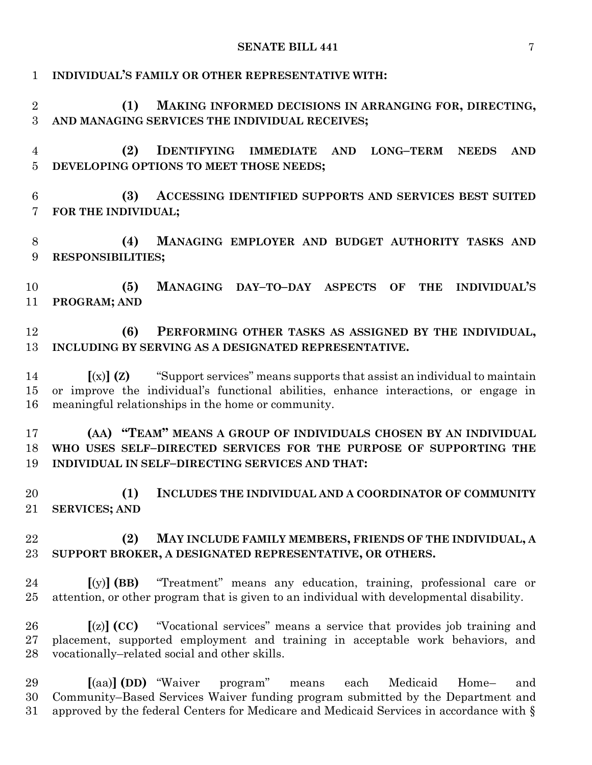INDIVIDUAL'S FAMILY OR OTHER REPRESENTATIVE WITH:

**(1) MAKING INFORMED DECISIONS IN ARRANGING FOR, DIRECTING, AND MANAGING SERVICES THE INDIVIDUAL RECEIVES;**

**(2) IDENTIFYING IMMEDIATE AND LONG–TERM NEEDS AND DEVELOPING OPTIONS TO MEET THOSE NEEDS;**

**(3) ACCESSING IDENTIFIED SUPPORTS AND SERVICES BEST SUITED FOR THE INDIVIDUAL;**

**(4) MANAGING EMPLOYER AND BUDGET AUTHORITY TASKS AND RESPONSIBILITIES;**

**(5) MANAGING DAY–TO–DAY ASPECTS OF THE INDIVIDUAL'S PROGRAM; AND**

**(6) PERFORMING OTHER TASKS AS ASSIGNED BY THE INDIVIDUAL, INCLUDING BY SERVING AS A DESIGNATED REPRESENTATIVE.**

**[**(x)**] (Z)** "Support services" means supports that assist an individual to maintain or improve the individual's functional abilities, enhance interactions, or engage in meaningful relationships in the home or community.

**(AA) "TEAM" MEANS A GROUP OF INDIVIDUALS CHOSEN BY AN INDIVIDUAL WHO USES SELF–DIRECTED SERVICES FOR THE PURPOSE OF SUPPORTING THE INDIVIDUAL IN SELF–DIRECTING SERVICES AND THAT:**

**(1) INCLUDES THE INDIVIDUAL AND A COORDINATOR OF COMMUNITY SERVICES; AND**

**(2) MAY INCLUDE FAMILY MEMBERS, FRIENDS OF THE INDIVIDUAL, A SUPPORT BROKER, A DESIGNATED REPRESENTATIVE, OR OTHERS.**

**[**(y)**] (BB)** "Treatment" means any education, training, professional care or attention, or other program that is given to an individual with developmental disability.

**[**(z)**] (CC)** "Vocational services" means a service that provides job training and placement, supported employment and training in acceptable work behaviors, and vocationally–related social and other skills.

**[**(aa)**] (DD)** "Waiver program" means each Medicaid Home– and Community–Based Services Waiver funding program submitted by the Department and approved by the federal Centers for Medicare and Medicaid Services in accordance with §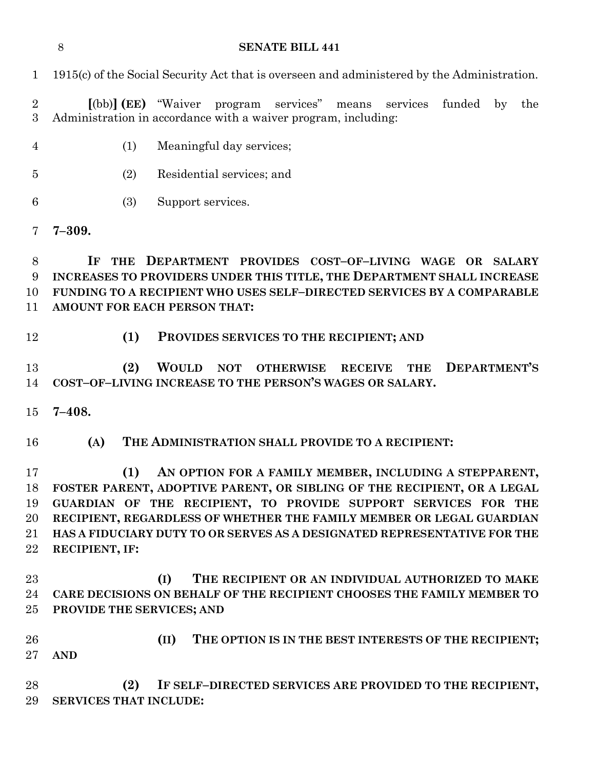1915(c) of the Social Security Act that is overseen and administered by the Administration.

[(bb)] **(EE)** "Waiver program services" means services funded by the Administration in accordance with a waiver program, including:

(1) Meaningful day services;

(2) Residential services; and

(3) Support services.

**7–309.**

**IF THE DEPARTMENT PROVIDES COST–OF–LIVING WAGE OR SALARY INCREASES TO PROVIDERS UNDER THIS TITLE, THE DEPARTMENT SHALL INCREASE FUNDING TO A RECIPIENT WHO USES SELF–DIRECTED SERVICES BY A COMPARABLE AMOUNT FOR EACH PERSON THAT:**

**(1) PROVIDES SERVICES TO THE RECIPIENT; AND**

**(2) WOULD NOT OTHERWISE RECEIVE THE DEPARTMENT'S COST–OF–LIVING INCREASE TO THE PERSON'S WAGES OR SALARY.**

**7–408.**

**(A) THE ADMINISTRATION SHALL PROVIDE TO A RECIPIENT:**

**(1) AN OPTION FOR A FAMILY MEMBER, INCLUDING A STEPPARENT, FOSTER PARENT, ADOPTIVE PARENT, OR SIBLING OF THE RECIPIENT, OR A LEGAL GUARDIAN OF THE RECIPIENT, TO PROVIDE SUPPORT SERVICES FOR THE RECIPIENT, REGARDLESS OF WHETHER THE FAMILY MEMBER OR LEGAL GUARDIAN HAS A FIDUCIARY DUTY TO OR SERVES AS A DESIGNATED REPRESENTATIVE FOR THE RECIPIENT, IF:**

**(I) THE RECIPIENT OR AN INDIVIDUAL AUTHORIZED TO MAKE CARE DECISIONS ON BEHALF OF THE RECIPIENT CHOOSES THE FAMILY MEMBER TO PROVIDE THE SERVICES; AND**

**(II) THE OPTION IS IN THE BEST INTERESTS OF THE RECIPIENT; AND**

**(2) IF SELF–DIRECTED SERVICES ARE PROVIDED TO THE RECIPIENT, SERVICES THAT INCLUDE:**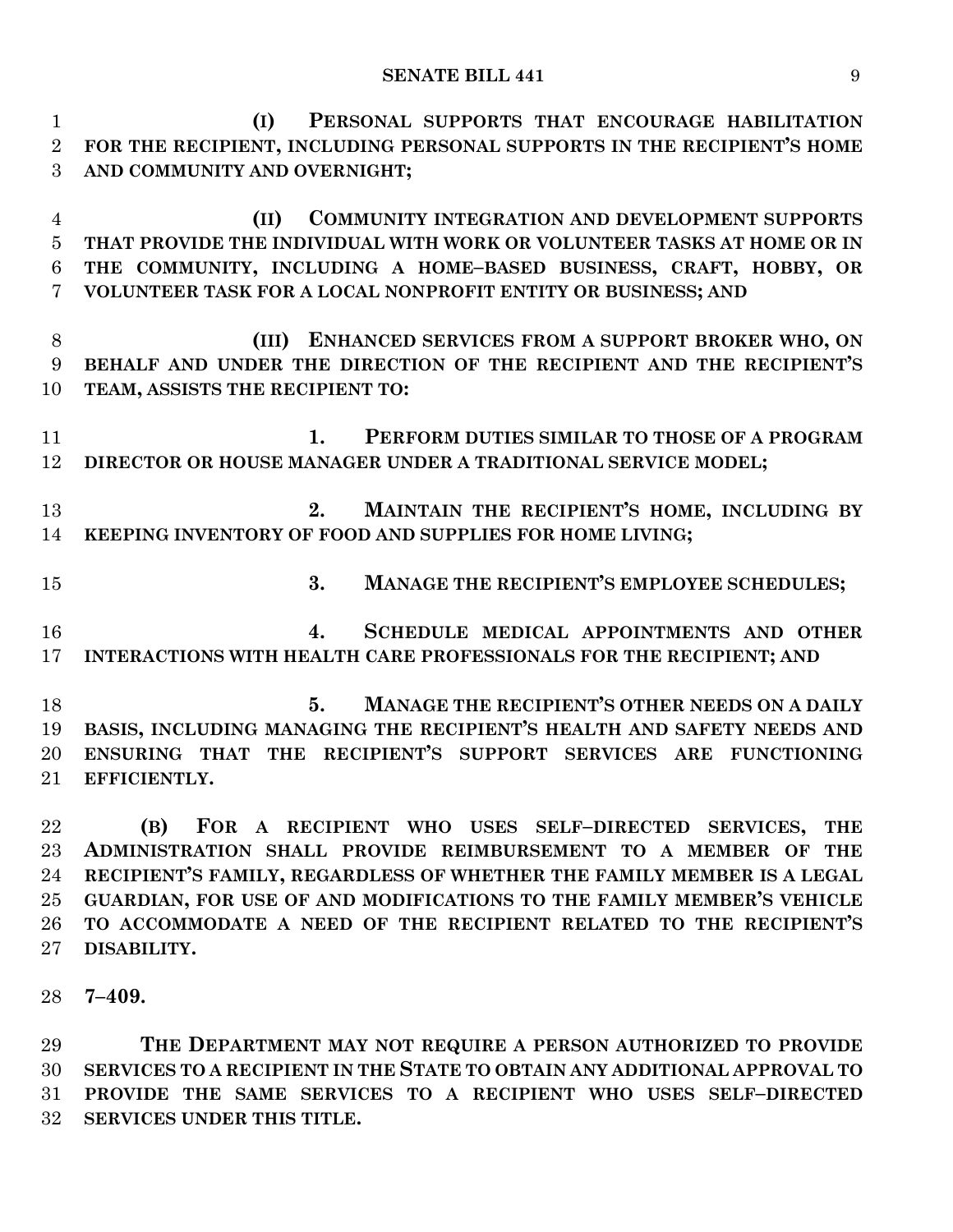**(I) PERSONAL SUPPORTS THAT ENCOURAGE HABILITATION FOR THE RECIPIENT, INCLUDING PERSONAL SUPPORTS IN THE RECIPIENT'S HOME AND COMMUNITY AND OVERNIGHT;**

**(II) COMMUNITY INTEGRATION AND DEVELOPMENT SUPPORTS THAT PROVIDE THE INDIVIDUAL WITH WORK OR VOLUNTEER TASKS AT HOME OR IN THE COMMUNITY, INCLUDING A HOME–BASED BUSINESS, CRAFT, HOBBY, OR VOLUNTEER TASK FOR A LOCAL NONPROFIT ENTITY OR BUSINESS; AND**

**(III) ENHANCED SERVICES FROM A SUPPORT BROKER WHO, ON BEHALF AND UNDER THE DIRECTION OF THE RECIPIENT AND THE RECIPIENT'S TEAM, ASSISTS THE RECIPIENT TO:**

**1. PERFORM DUTIES SIMILAR TO THOSE OF A PROGRAM DIRECTOR OR HOUSE MANAGER UNDER A TRADITIONAL SERVICE MODEL;**

**2. MAINTAIN THE RECIPIENT'S HOME, INCLUDING BY KEEPING INVENTORY OF FOOD AND SUPPLIES FOR HOME LIVING;**

**3. MANAGE THE RECIPIENT'S EMPLOYEE SCHEDULES;**

**4. SCHEDULE MEDICAL APPOINTMENTS AND OTHER INTERACTIONS WITH HEALTH CARE PROFESSIONALS FOR THE RECIPIENT; AND**

**5. MANAGE THE RECIPIENT'S OTHER NEEDS ON A DAILY BASIS, INCLUDING MANAGING THE RECIPIENT'S HEALTH AND SAFETY NEEDS AND ENSURING THAT THE RECIPIENT'S SUPPORT SERVICES ARE FUNCTIONING EFFICIENTLY.**

**(B) FOR A RECIPIENT WHO USES SELF–DIRECTED SERVICES, THE ADMINISTRATION SHALL PROVIDE REIMBURSEMENT TO A MEMBER OF THE RECIPIENT'S FAMILY, REGARDLESS OF WHETHER THE FAMILY MEMBER IS A LEGAL GUARDIAN, FOR USE OF AND MODIFICATIONS TO THE FAMILY MEMBER'S VEHICLE TO ACCOMMODATE A NEED OF THE RECIPIENT RELATED TO THE RECIPIENT'S DISABILITY.**

**7–409.**

**THE DEPARTMENT MAY NOT REQUIRE A PERSON AUTHORIZED TO PROVIDE SERVICES TO A RECIPIENT IN THE STATE TO OBTAIN ANY ADDITIONAL APPROVAL TO PROVIDE THE SAME SERVICES TO A RECIPIENT WHO USES SELF–DIRECTED SERVICES UNDER THIS TITLE.**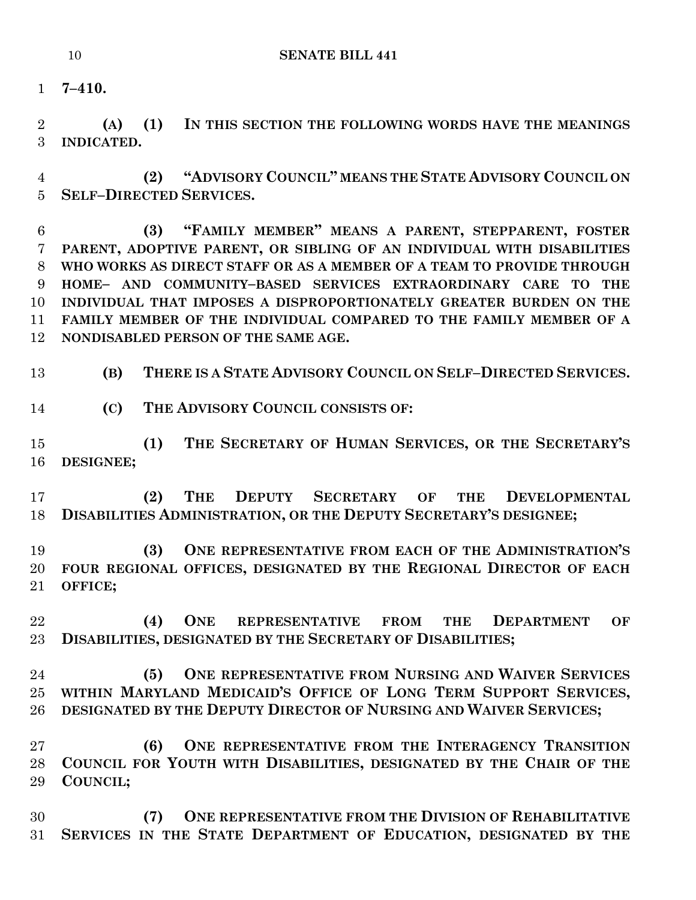**7–410.**

**(A) (1) IN THIS SECTION THE FOLLOWING WORDS HAVE THE MEANINGS INDICATED.**

**(2) "ADVISORY COUNCIL" MEANS THE STATE ADVISORY COUNCIL ON SELF–DIRECTED SERVICES.**

**(3) "FAMILY MEMBER" MEANS A PARENT, STEPPARENT, FOSTER PARENT, ADOPTIVE PARENT, OR SIBLING OF AN INDIVIDUAL WITH DISABILITIES WHO WORKS AS DIRECT STAFF OR AS A MEMBER OF A TEAM TO PROVIDE THROUGH HOME– AND COMMUNITY–BASED SERVICES EXTRAORDINARY CARE TO THE INDIVIDUAL THAT IMPOSES A DISPROPORTIONATELY GREATER BURDEN ON THE FAMILY MEMBER OF THE INDIVIDUAL COMPARED TO THE FAMILY MEMBER OF A NONDISABLED PERSON OF THE SAME AGE.**

**(B) THERE IS A STATE ADVISORY COUNCIL ON SELF–DIRECTED SERVICES.**

**(C) THE ADVISORY COUNCIL CONSISTS OF:**

**(1) THE SECRETARY OF HUMAN SERVICES, OR THE SECRETARY'S DESIGNEE;**

**(2) THE DEPUTY SECRETARY OF THE DEVELOPMENTAL DISABILITIES ADMINISTRATION, OR THE DEPUTY SECRETARY'S DESIGNEE;**

**(3) ONE REPRESENTATIVE FROM EACH OF THE ADMINISTRATION'S FOUR REGIONAL OFFICES, DESIGNATED BY THE REGIONAL DIRECTOR OF EACH OFFICE;**

**(4) ONE REPRESENTATIVE FROM THE DEPARTMENT OF DISABILITIES, DESIGNATED BY THE SECRETARY OF DISABILITIES;**

**(5) ONE REPRESENTATIVE FROM NURSING AND WAIVER SERVICES WITHIN MARYLAND MEDICAID'S OFFICE OF LONG TERM SUPPORT SERVICES, DESIGNATED BY THE DEPUTY DIRECTOR OF NURSING AND WAIVER SERVICES;**

**(6) ONE REPRESENTATIVE FROM THE INTERAGENCY TRANSITION COUNCIL FOR YOUTH WITH DISABILITIES, DESIGNATED BY THE CHAIR OF THE COUNCIL;**

**(7) ONE REPRESENTATIVE FROM THE DIVISION OF REHABILITATIVE SERVICES IN THE STATE DEPARTMENT OF EDUCATION, DESIGNATED BY THE**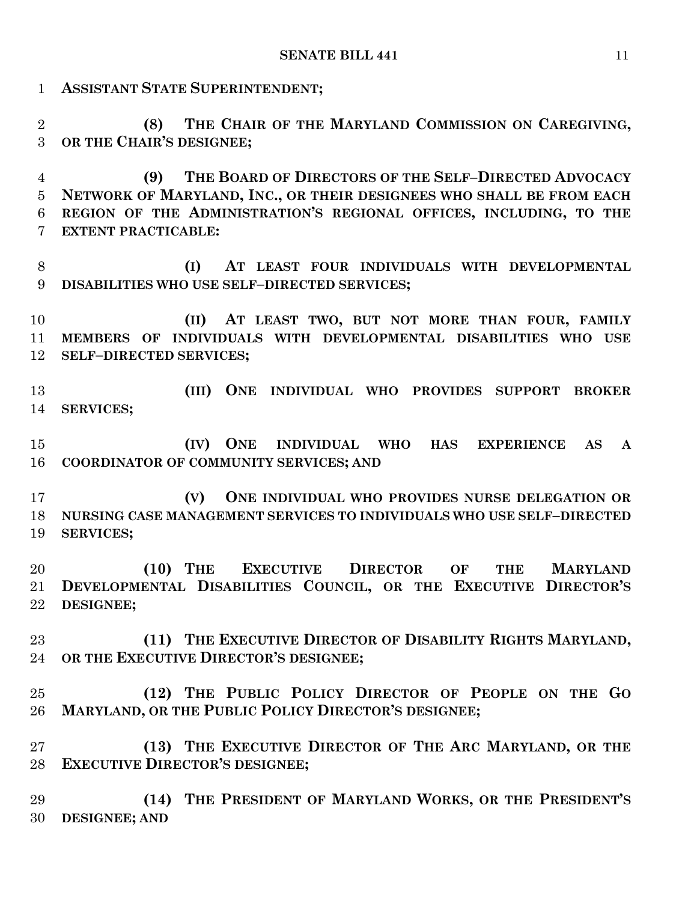**ASSISTANT STATE SUPERINTENDENT;**

**(8) THE CHAIR OF THE MARYLAND COMMISSION ON CAREGIVING, OR THE CHAIR'S DESIGNEE;**

**(9) THE BOARD OF DIRECTORS OF THE SELF–DIRECTED ADVOCACY NETWORK OF MARYLAND, INC., OR THEIR DESIGNEES WHO SHALL BE FROM EACH REGION OF THE ADMINISTRATION'S REGIONAL OFFICES, INCLUDING, TO THE EXTENT PRACTICABLE:**

**(I) AT LEAST FOUR INDIVIDUALS WITH DEVELOPMENTAL DISABILITIES WHO USE SELF–DIRECTED SERVICES;**

**(II) AT LEAST TWO, BUT NOT MORE THAN FOUR, FAMILY MEMBERS OF INDIVIDUALS WITH DEVELOPMENTAL DISABILITIES WHO USE SELF–DIRECTED SERVICES;**

**(III) ONE INDIVIDUAL WHO PROVIDES SUPPORT BROKER SERVICES;**

**(IV) ONE INDIVIDUAL WHO HAS EXPERIENCE AS A COORDINATOR OF COMMUNITY SERVICES; AND**

**(V) ONE INDIVIDUAL WHO PROVIDES NURSE DELEGATION OR NURSING CASE MANAGEMENT SERVICES TO INDIVIDUALS WHO USE SELF–DIRECTED SERVICES;**

**(10) THE EXECUTIVE DIRECTOR OF THE MARYLAND DEVELOPMENTAL DISABILITIES COUNCIL, OR THE EXECUTIVE DIRECTOR'S DESIGNEE;**

**(11) THE EXECUTIVE DIRECTOR OF DISABILITY RIGHTS MARYLAND, OR THE EXECUTIVE DIRECTOR'S DESIGNEE;**

**(12) THE PUBLIC POLICY DIRECTOR OF PEOPLE ON THE GO MARYLAND, OR THE PUBLIC POLICY DIRECTOR'S DESIGNEE;**

**(13) THE EXECUTIVE DIRECTOR OF THE ARC MARYLAND, OR THE EXECUTIVE DIRECTOR'S DESIGNEE;**

**(14) THE PRESIDENT OF MARYLAND WORKS, OR THE PRESIDENT'S DESIGNEE; AND**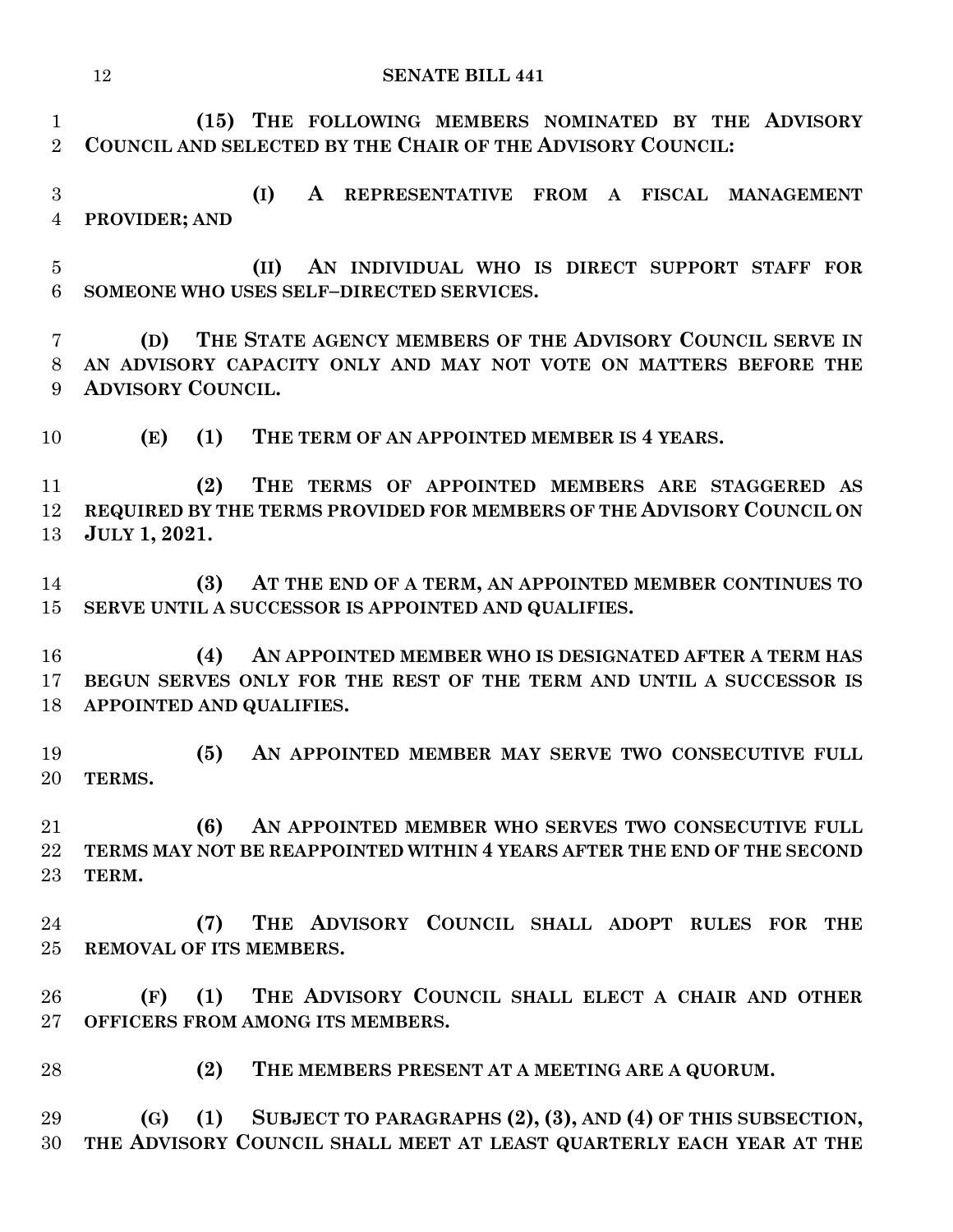**(15) THE FOLLOWING MEMBERS NOMINATED BY THE ADVISORY COUNCIL AND SELECTED BY THE CHAIR OF THE ADVISORY COUNCIL:**

**(I) A REPRESENTATIVE FROM A FISCAL MANAGEMENT PROVIDER; AND**

**(II) AN INDIVIDUAL WHO IS DIRECT SUPPORT STAFF FOR SOMEONE WHO USES SELF–DIRECTED SERVICES.**

**(D) THE STATE AGENCY MEMBERS OF THE ADVISORY COUNCIL SERVE IN AN ADVISORY CAPACITY ONLY AND MAY NOT VOTE ON MATTERS BEFORE THE ADVISORY COUNCIL.**

**(E) (1) THE TERM OF AN APPOINTED MEMBER IS 4 YEARS.**

**(2) THE TERMS OF APPOINTED MEMBERS ARE STAGGERED AS REQUIRED BY THE TERMS PROVIDED FOR MEMBERS OF THE ADVISORY COUNCIL ON JULY 1, 2021.**

**(3) AT THE END OF A TERM, AN APPOINTED MEMBER CONTINUES TO SERVE UNTIL A SUCCESSOR IS APPOINTED AND QUALIFIES.**

**(4) AN APPOINTED MEMBER WHO IS DESIGNATED AFTER A TERM HAS BEGUN SERVES ONLY FOR THE REST OF THE TERM AND UNTIL A SUCCESSOR IS APPOINTED AND QUALIFIES.**

**(5) AN APPOINTED MEMBER MAY SERVE TWO CONSECUTIVE FULL TERMS.**

**(6) AN APPOINTED MEMBER WHO SERVES TWO CONSECUTIVE FULL TERMS MAY NOT BE REAPPOINTED WITHIN 4 YEARS AFTER THE END OF THE SECOND TERM.**

**(7) THE ADVISORY COUNCIL SHALL ADOPT RULES FOR THE REMOVAL OF ITS MEMBERS.**

**(F) (1) THE ADVISORY COUNCIL SHALL ELECT A CHAIR AND OTHER OFFICERS FROM AMONG ITS MEMBERS.**

**(2) THE MEMBERS PRESENT AT A MEETING ARE A QUORUM.**

**(G) (1) SUBJECT TO PARAGRAPHS (2), (3), AND (4) OF THIS SUBSECTION, THE ADVISORY COUNCIL SHALL MEET AT LEAST QUARTERLY EACH YEAR AT THE**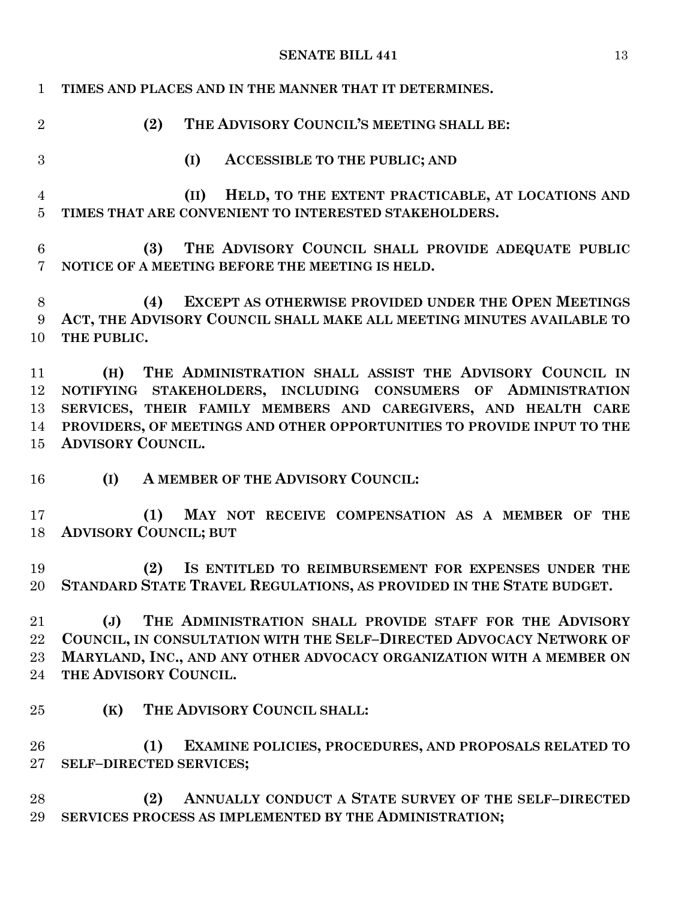TIMES AND PLACES AND IN THE MANNER THAT IT DETERMINES.

(2) THE ADVISORY COUNCIL'S MEETING SHALL BE:

(I) ACCESSIBLE TO THE PUBLIC; AND

(II) HELD, TO THE EXTENT PRACTICABLE, AT LOCATIONS AND TIMES THAT ARE CONVENIENT TO INTERESTED STAKEHOLDERS.

(3) THE ADVISORY COUNCIL SHALL PROVIDE ADEQUATE PUBLIC NOTICE OF A MEETING BEFORE THE MEETING IS HELD.

(4) EXCEPT AS OTHERWISE PROVIDED UNDER THE OPEN MEETINGS ACT, THE ADVISORY COUNCIL SHALL MAKE ALL MEETING MINUTES AVAILABLE TO THE PUBLIC.

(H) THE ADMINISTRATION SHALL ASSIST THE ADVISORY COUNCIL IN NOTIFYING STAKEHOLDERS, INCLUDING CONSUMERS OF ADMINISTRATION SERVICES, THEIR FAMILY MEMBERS AND CAREGIVERS, AND HEALTH CARE PROVIDERS, OF MEETINGS AND OTHER OPPORTUNITIES TO PROVIDE INPUT TO THE ADVISORY COUNCIL.

(I) A MEMBER OF THE ADVISORY COUNCIL:

(1) MAY NOT RECEIVE COMPENSATION AS A MEMBER OF THE ADVISORY COUNCIL; BUT

(2) IS ENTITLED TO REIMBURSEMENT FOR EXPENSES UNDER THE STANDARD STATE TRAVEL REGULATIONS, AS PROVIDED IN THE STATE BUDGET.

(J) THE ADMINISTRATION SHALL PROVIDE STAFF FOR THE ADVISORY COUNCIL, IN CONSULTATION WITH THE SELF–DIRECTED ADVOCACY NETWORK OF MARYLAND, INC., AND ANY OTHER ADVOCACY ORGANIZATION WITH A MEMBER ON THE ADVISORY COUNCIL.

(K) THE ADVISORY COUNCIL SHALL:

(1) EXAMINE POLICIES, PROCEDURES, AND PROPOSALS RELATED TO SELF–DIRECTED SERVICES;

(2) ANNUALLY CONDUCT A STATE SURVEY OF THE SELF–DIRECTED SERVICES PROCESS AS IMPLEMENTED BY THE ADMINISTRATION;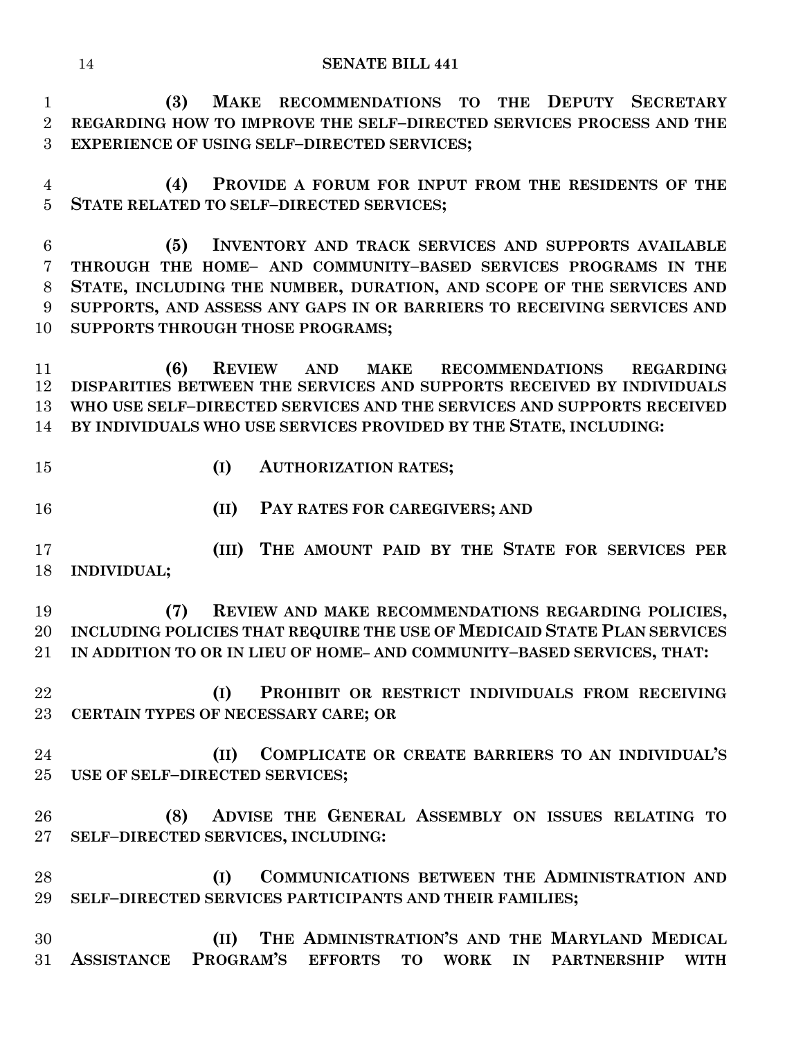(3) MAKE RECOMMENDATIONS TO THE DEPUTY SECRETARY REGARDING HOW TO IMPROVE THE SELF–DIRECTED SERVICES PROCESS AND THE EXPERIENCE OF USING SELF–DIRECTED SERVICES;

(4) PROVIDE A FORUM FOR INPUT FROM THE RESIDENTS OF THE STATE RELATED TO SELF–DIRECTED SERVICES;

(5) INVENTORY AND TRACK SERVICES AND SUPPORTS AVAILABLE THROUGH THE HOME– AND COMMUNITY–BASED SERVICES PROGRAMS IN THE STATE, INCLUDING THE NUMBER, DURATION, AND SCOPE OF THE SERVICES AND SUPPORTS, AND ASSESS ANY GAPS IN OR BARRIERS TO RECEIVING SERVICES AND SUPPORTS THROUGH THOSE PROGRAMS;

(6) REVIEW AND MAKE RECOMMENDATIONS REGARDING DISPARITIES BETWEEN THE SERVICES AND SUPPORTS RECEIVED BY INDIVIDUALS WHO USE SELF–DIRECTED SERVICES AND THE SERVICES AND SUPPORTS RECEIVED BY INDIVIDUALS WHO USE SERVICES PROVIDED BY THE STATE, INCLUDING:

(I) AUTHORIZATION RATES;

(II) PAY RATES FOR CAREGIVERS; AND

(III) THE AMOUNT PAID BY THE STATE FOR SERVICES PER INDIVIDUAL;

(7) REVIEW AND MAKE RECOMMENDATIONS REGARDING POLICIES, INCLUDING POLICIES THAT REQUIRE THE USE OF MEDICAID STATE PLAN SERVICES IN ADDITION TO OR IN LIEU OF HOME– AND COMMUNITY–BASED SERVICES, THAT:

(I) PROHIBIT OR RESTRICT INDIVIDUALS FROM RECEIVING CERTAIN TYPES OF NECESSARY CARE; OR

(II) COMPLICATE OR CREATE BARRIERS TO AN INDIVIDUAL'S USE OF SELF–DIRECTED SERVICES;

(8) ADVISE THE GENERAL ASSEMBLY ON ISSUES RELATING TO SELF–DIRECTED SERVICES, INCLUDING:

(I) COMMUNICATIONS BETWEEN THE ADMINISTRATION AND SELF–DIRECTED SERVICES PARTICIPANTS AND THEIR FAMILIES;

(II) THE ADMINISTRATION'S AND THE MARYLAND MEDICAL ASSISTANCE PROGRAM'S EFFORTS TO WORK IN PARTNERSHIP WITH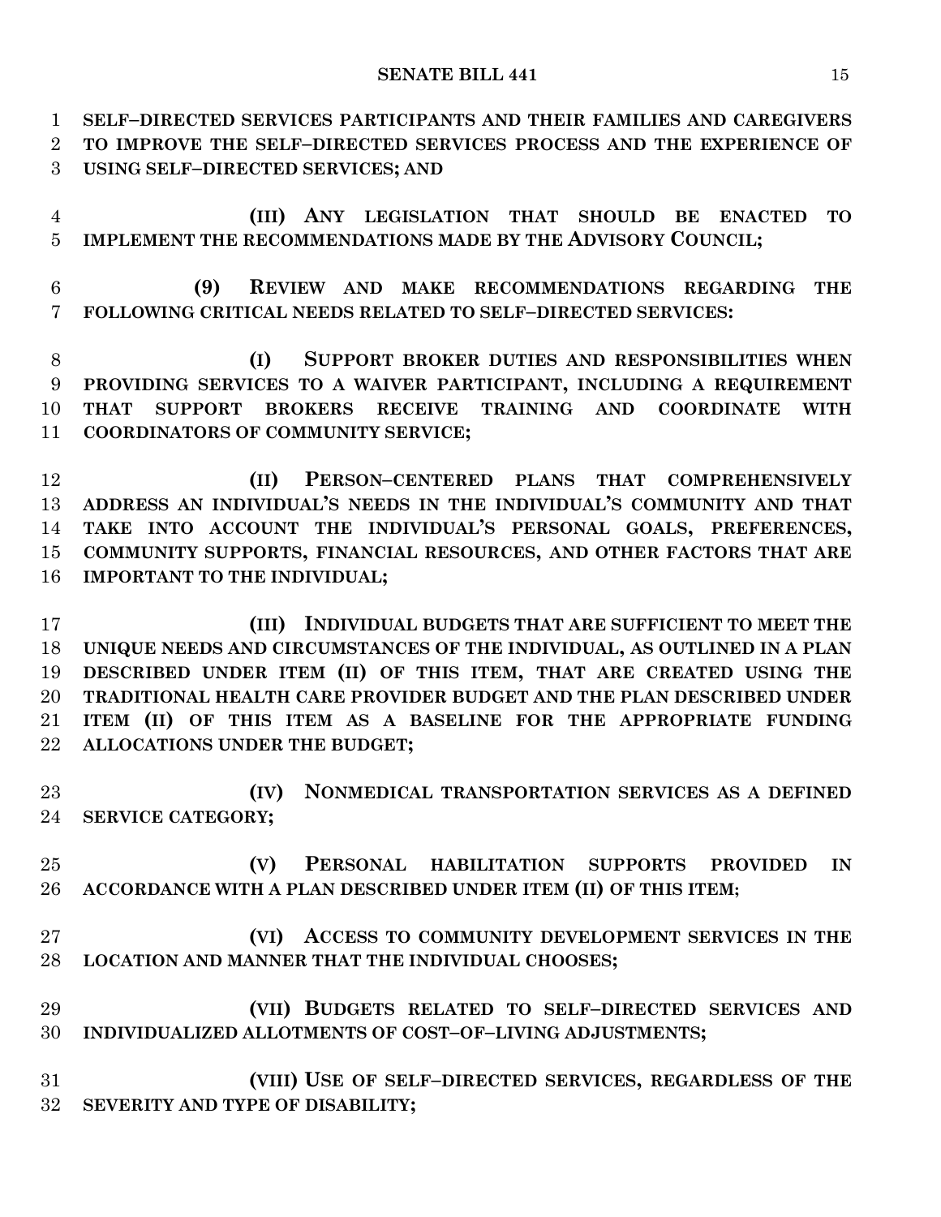**SELF–DIRECTED SERVICES PARTICIPANTS AND THEIR FAMILIES AND CAREGIVERS TO IMPROVE THE SELF–DIRECTED SERVICES PROCESS AND THE EXPERIENCE OF USING SELF–DIRECTED SERVICES; AND**

**(III) ANY LEGISLATION THAT SHOULD BE ENACTED TO IMPLEMENT THE RECOMMENDATIONS MADE BY THE ADVISORY COUNCIL;**

**(9) REVIEW AND MAKE RECOMMENDATIONS REGARDING THE FOLLOWING CRITICAL NEEDS RELATED TO SELF–DIRECTED SERVICES:**

**(I) SUPPORT BROKER DUTIES AND RESPONSIBILITIES WHEN PROVIDING SERVICES TO A WAIVER PARTICIPANT, INCLUDING A REQUIREMENT THAT SUPPORT BROKERS RECEIVE TRAINING AND COORDINATE WITH COORDINATORS OF COMMUNITY SERVICE;**

**(II) PERSON–CENTERED PLANS THAT COMPREHENSIVELY ADDRESS AN INDIVIDUAL'S NEEDS IN THE INDIVIDUAL'S COMMUNITY AND THAT TAKE INTO ACCOUNT THE INDIVIDUAL'S PERSONAL GOALS, PREFERENCES, COMMUNITY SUPPORTS, FINANCIAL RESOURCES, AND OTHER FACTORS THAT ARE IMPORTANT TO THE INDIVIDUAL;**

**(III) INDIVIDUAL BUDGETS THAT ARE SUFFICIENT TO MEET THE UNIQUE NEEDS AND CIRCUMSTANCES OF THE INDIVIDUAL, AS OUTLINED IN A PLAN DESCRIBED UNDER ITEM (II) OF THIS ITEM, THAT ARE CREATED USING THE TRADITIONAL HEALTH CARE PROVIDER BUDGET AND THE PLAN DESCRIBED UNDER ITEM (II) OF THIS ITEM AS A BASELINE FOR THE APPROPRIATE FUNDING ALLOCATIONS UNDER THE BUDGET;**

**(IV) NONMEDICAL TRANSPORTATION SERVICES AS A DEFINED SERVICE CATEGORY;**

**(V) PERSONAL HABILITATION SUPPORTS PROVIDED IN ACCORDANCE WITH A PLAN DESCRIBED UNDER ITEM (II) OF THIS ITEM;**

**(VI) ACCESS TO COMMUNITY DEVELOPMENT SERVICES IN THE LOCATION AND MANNER THAT THE INDIVIDUAL CHOOSES;**

**(VII) BUDGETS RELATED TO SELF–DIRECTED SERVICES AND INDIVIDUALIZED ALLOTMENTS OF COST–OF–LIVING ADJUSTMENTS;**

**(VIII) USE OF SELF–DIRECTED SERVICES, REGARDLESS OF THE SEVERITY AND TYPE OF DISABILITY;**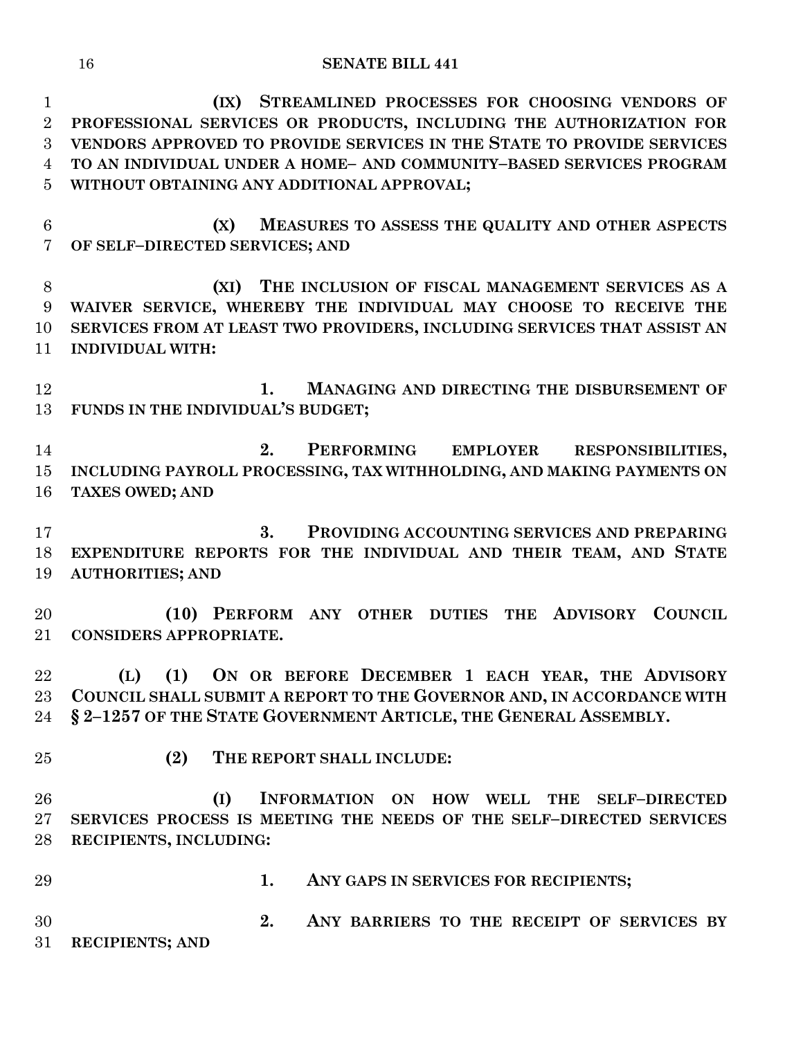**(IX) STREAMLINED PROCESSES FOR CHOOSING VENDORS OF PROFESSIONAL SERVICES OR PRODUCTS, INCLUDING THE AUTHORIZATION FOR VENDORS APPROVED TO PROVIDE SERVICES IN THE STATE TO PROVIDE SERVICES TO AN INDIVIDUAL UNDER A HOME– AND COMMUNITY–BASED SERVICES PROGRAM WITHOUT OBTAINING ANY ADDITIONAL APPROVAL;**

**(X) MEASURES TO ASSESS THE QUALITY AND OTHER ASPECTS OF SELF–DIRECTED SERVICES; AND**

**(XI) THE INCLUSION OF FISCAL MANAGEMENT SERVICES AS A WAIVER SERVICE, WHEREBY THE INDIVIDUAL MAY CHOOSE TO RECEIVE THE SERVICES FROM AT LEAST TWO PROVIDERS, INCLUDING SERVICES THAT ASSIST AN INDIVIDUAL WITH:**

**1. MANAGING AND DIRECTING THE DISBURSEMENT OF FUNDS IN THE INDIVIDUAL'S BUDGET;**

**2. PERFORMING EMPLOYER RESPONSIBILITIES, INCLUDING PAYROLL PROCESSING, TAX WITHHOLDING, AND MAKING PAYMENTS ON TAXES OWED; AND**

**3. PROVIDING ACCOUNTING SERVICES AND PREPARING EXPENDITURE REPORTS FOR THE INDIVIDUAL AND THEIR TEAM, AND STATE AUTHORITIES; AND**

**(10) PERFORM ANY OTHER DUTIES THE ADVISORY COUNCIL CONSIDERS APPROPRIATE.**

**(L) (1) ON OR BEFORE DECEMBER 1 EACH YEAR, THE ADVISORY COUNCIL SHALL SUBMIT A REPORT TO THE GOVERNOR AND, IN ACCORDANCE WITH § 2–1257 OF THE STATE GOVERNMENT ARTICLE, THE GENERAL ASSEMBLY.**

**(2) THE REPORT SHALL INCLUDE:**

**(I) INFORMATION ON HOW WELL THE SELF–DIRECTED SERVICES PROCESS IS MEETING THE NEEDS OF THE SELF–DIRECTED SERVICES RECIPIENTS, INCLUDING:**

**1. ANY GAPS IN SERVICES FOR RECIPIENTS;**

**2. ANY BARRIERS TO THE RECEIPT OF SERVICES BY RECIPIENTS; AND**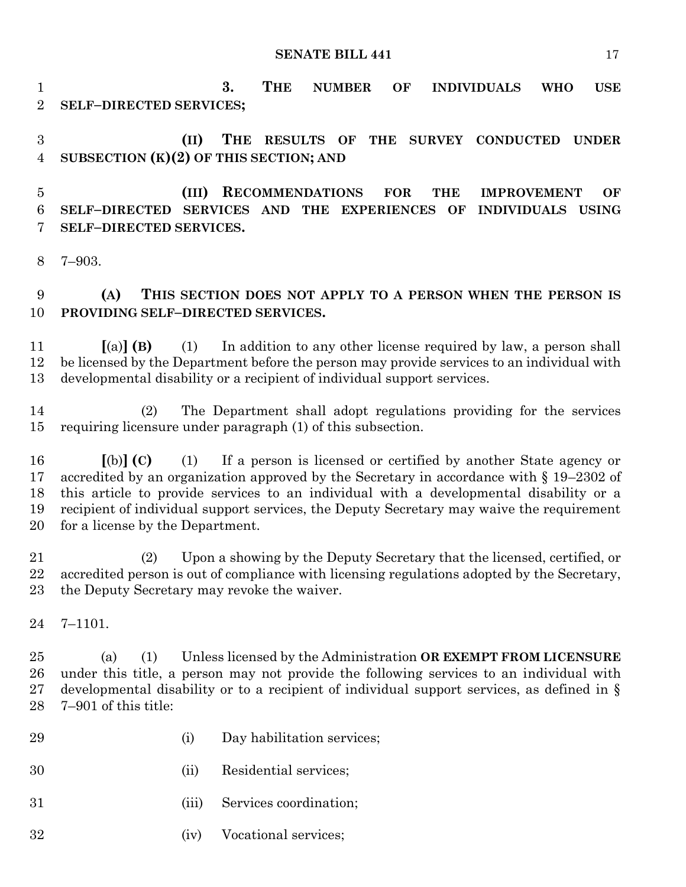**3. THE NUMBER OF INDIVIDUALS WHO USE SELF–DIRECTED SERVICES;**

**(II) THE RESULTS OF THE SURVEY CONDUCTED UNDER SUBSECTION (K)(2) OF THIS SECTION; AND**

**(III) RECOMMENDATIONS FOR THE IMPROVEMENT OF SELF–DIRECTED SERVICES AND THE EXPERIENCES OF INDIVIDUALS USING SELF–DIRECTED SERVICES.**

7–903.

**(A) THIS SECTION DOES NOT APPLY TO A PERSON WHEN THE PERSON IS PROVIDING SELF–DIRECTED SERVICES.**

**[**(a)**] (B)** (1) In addition to any other license required by law, a person shall be licensed by the Department before the person may provide services to an individual with developmental disability or a recipient of individual support services.

(2) The Department shall adopt regulations providing for the services requiring licensure under paragraph (1) of this subsection.

**[**(b)**] (C)** (1) If a person is licensed or certified by another State agency or accredited by an organization approved by the Secretary in accordance with § 19–2302 of this article to provide services to an individual with a developmental disability or a recipient of individual support services, the Deputy Secretary may waive the requirement for a license by the Department.

(2) Upon a showing by the Deputy Secretary that the licensed, certified, or accredited person is out of compliance with licensing regulations adopted by the Secretary, the Deputy Secretary may revoke the waiver.

7–1101.

(a) (1) Unless licensed by the Administration **OR EXEMPT FROM LICENSURE** under this title, a person may not provide the following services to an individual with developmental disability or to a recipient of individual support services, as defined in § 7–901 of this title:

(i) Day habilitation services;

(ii) Residential services;

(iii) Services coordination;

(iv) Vocational services;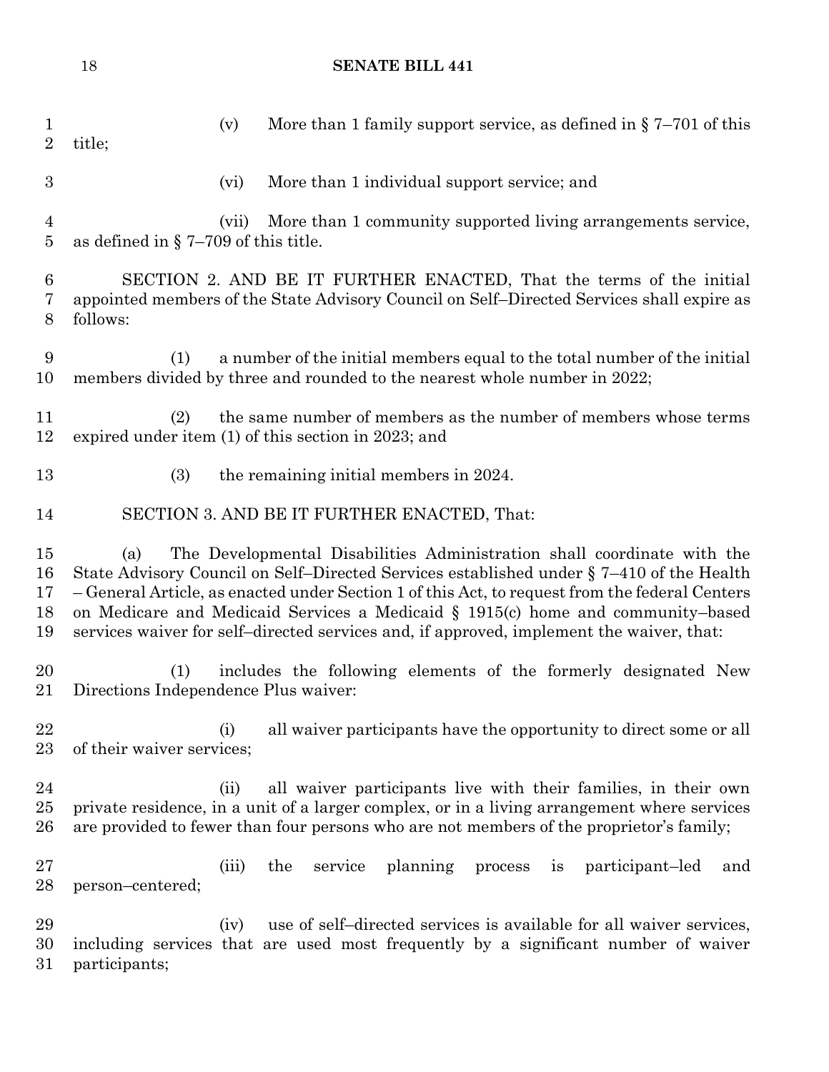(v) More than 1 family support service, as defined in § 7–701 of this title;

(vi) More than 1 individual support service; and

(vii) More than 1 community supported living arrangements service, as defined in § 7–709 of this title.

SECTION 2. AND BE IT FURTHER ENACTED, That the terms of the initial appointed members of the State Advisory Council on Self–Directed Services shall expire as follows:

(1) a number of the initial members equal to the total number of the initial members divided by three and rounded to the nearest whole number in 2022;

(2) the same number of members as the number of members whose terms expired under item (1) of this section in 2023; and

(3) the remaining initial members in 2024.

SECTION 3. AND BE IT FURTHER ENACTED, That:

(a) The Developmental Disabilities Administration shall coordinate with the State Advisory Council on Self–Directed Services established under § 7–410 of the Health – General Article, as enacted under Section 1 of this Act, to request from the federal Centers on Medicare and Medicaid Services a Medicaid § 1915(c) home and community–based services waiver for self–directed services and, if approved, implement the waiver, that:

(1) includes the following elements of the formerly designated New Directions Independence Plus waiver:

(i) all waiver participants have the opportunity to direct some or all of their waiver services;

(ii) all waiver participants live with their families, in their own private residence, in a unit of a larger complex, or in a living arrangement where services are provided to fewer than four persons who are not members of the proprietor's family;

(iii) the service planning process is participant–led and person–centered;

(iv) use of self–directed services is available for all waiver services, including services that are used most frequently by a significant number of waiver participants;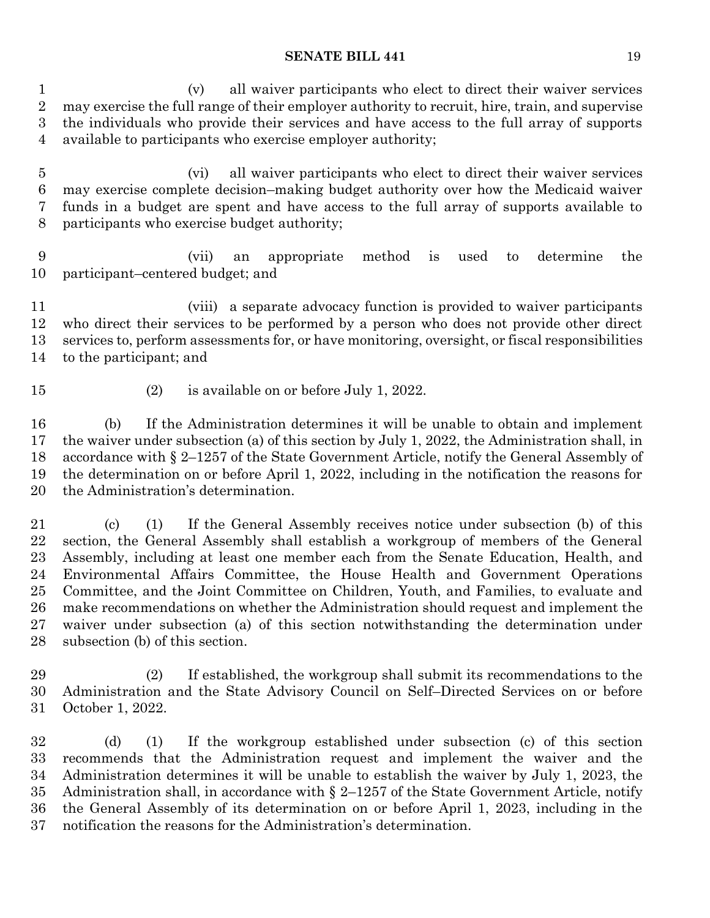(v) all waiver participants who elect to direct their waiver services may exercise the full range of their employer authority to recruit, hire, train, and supervise the individuals who provide their services and have access to the full array of supports available to participants who exercise employer authority;

(vi) all waiver participants who elect to direct their waiver services may exercise complete decision–making budget authority over how the Medicaid waiver funds in a budget are spent and have access to the full array of supports available to participants who exercise budget authority;

(vii) an appropriate method is used to determine the participant–centered budget; and

(viii) a separate advocacy function is provided to waiver participants who direct their services to be performed by a person who does not provide other direct services to, perform assessments for, or have monitoring, oversight, or fiscal responsibilities to the participant; and

(2) is available on or before July 1, 2022.

(b) If the Administration determines it will be unable to obtain and implement the waiver under subsection (a) of this section by July 1, 2022, the Administration shall, in accordance with § 2–1257 of the State Government Article, notify the General Assembly of the determination on or before April 1, 2022, including in the notification the reasons for the Administration's determination.

(c) (1) If the General Assembly receives notice under subsection (b) of this section, the General Assembly shall establish a workgroup of members of the General Assembly, including at least one member each from the Senate Education, Health, and Environmental Affairs Committee, the House Health and Government Operations Committee, and the Joint Committee on Children, Youth, and Families, to evaluate and make recommendations on whether the Administration should request and implement the waiver under subsection (a) of this section notwithstanding the determination under subsection (b) of this section.

(2) If established, the workgroup shall submit its recommendations to the Administration and the State Advisory Council on Self–Directed Services on or before October 1, 2022.

(d) (1) If the workgroup established under subsection (c) of this section recommends that the Administration request and implement the waiver and the Administration determines it will be unable to establish the waiver by July 1, 2023, the Administration shall, in accordance with § 2–1257 of the State Government Article, notify the General Assembly of its determination on or before April 1, 2023, including in the notification the reasons for the Administration's determination.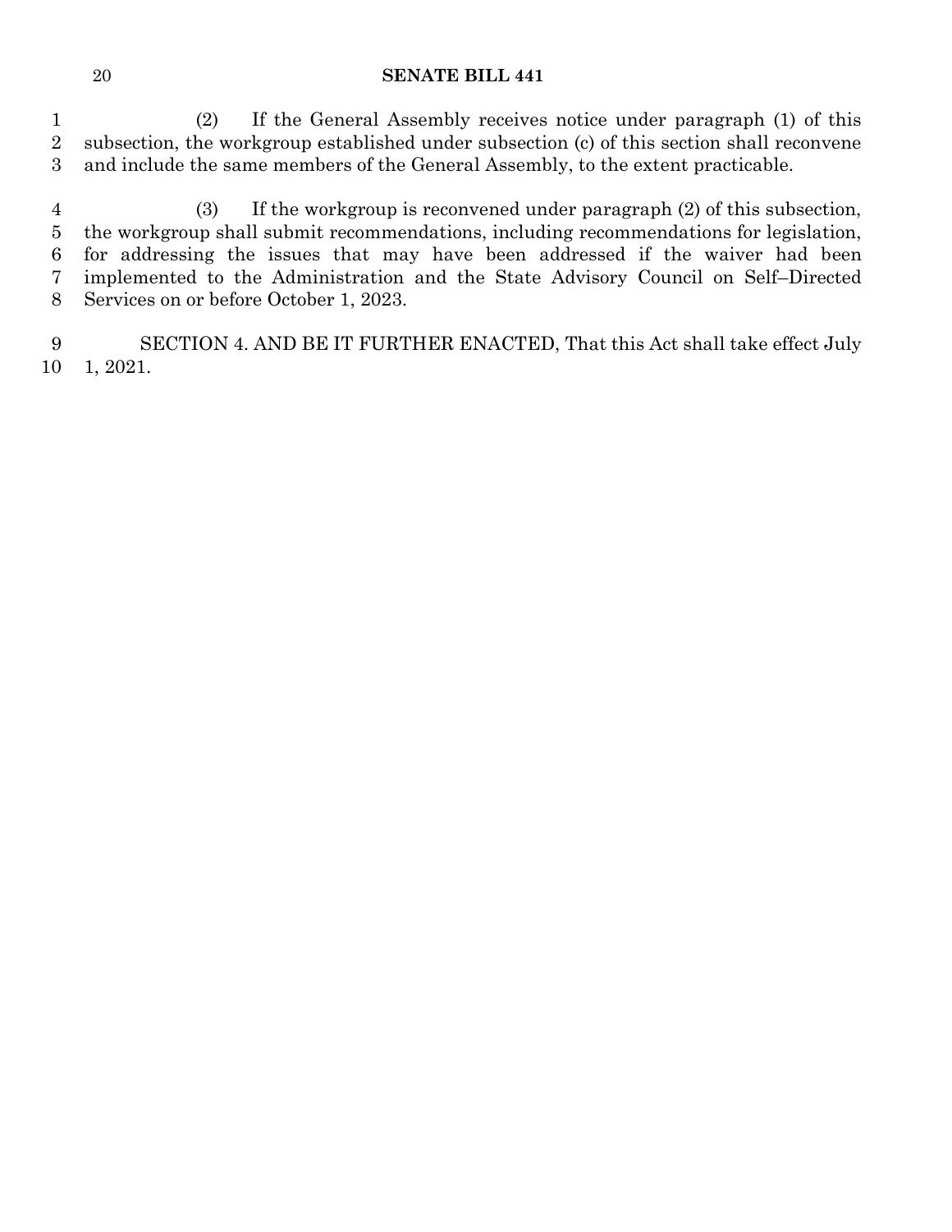(2) If the General Assembly receives notice under paragraph (1) of this subsection, the workgroup established under subsection (c) of this section shall reconvene and include the same members of the General Assembly, to the extent practicable.

(3) If the workgroup is reconvened under paragraph (2) of this subsection, the workgroup shall submit recommendations, including recommendations for legislation, for addressing the issues that may have been addressed if the waiver had been implemented to the Administration and the State Advisory Council on Self–Directed Services on or before October 1, 2023.

SECTION 4. AND BE IT FURTHER ENACTED, That this Act shall take effect July 1, 2021.